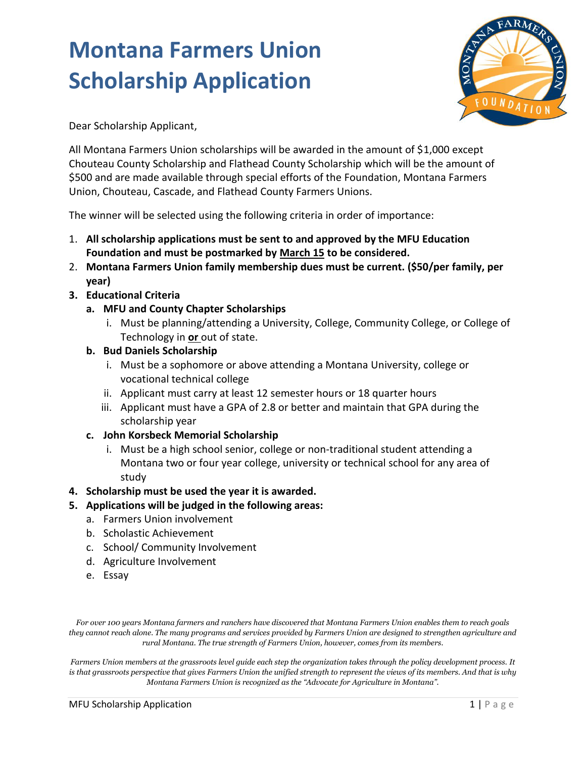# Montana Farmers Union Scholarship Application

Dear Scholarship Applicant,

All Montana Farmers Union scholarships will be awarded in the amount of $1,000 except Chouteau County Scholarship and Flathead County Scholarship which will be the amount of $500 and are made available through special efforts of the Foundation, Montana Farmers Union, Chouteau, Cascade, and Flathead County Farmers Unions.

The winner will be selected using the following criteria in order of importance:

1. **All scholarship applications must be sent to and approved by the MFU Education Foundation and must be postmarked by March 15 to be considered.**
2. **Montana Farmers Union family membership dues must be current. ($50/per family, per year)**
3. **Educational Criteria**
   a. **MFU and County Chapter Scholarships**
      i. Must be planning/attending a University, College, Community College, or College of Technology in **or** out of state.
   b. **Bud Daniels Scholarship**
      i. Must be a sophomore or above attending a Montana University, college or vocational technical college
      ii. Applicant must carry at least 12 semester hours or 18 quarter hours
      iii. Applicant must have a GPA of 2.8 or better and maintain that GPA during the scholarship year
   c. **John Korsbeck Memorial Scholarship**
      i. Must be a high school senior, college or non-traditional student attending a Montana two or four year college, university or technical school for any area of study
4. **Scholarship must be used the year it is awarded.**
5. **Applications will be judged in the following areas:**
   a. Farmers Union involvement
   b. Scholastic Achievement
   c. School/ Community Involvement
   d. Agriculture Involvement
   e. Essay

*For over 100 years Montana farmers and ranchers have discovered that Montana Farmers Union enables them to reach goals they cannot reach alone. The many programs and services provided by Farmers Union are designed to strengthen agriculture and rural Montana. The true strength of Farmers Union, however, comes from its members.*

*Farmers Union members at the grassroots level guide each step the organization takes through the policy development process. It is that grassroots perspective that gives Farmers Union the unified strength to represent the views of its members. And that is why Montana Farmers Union is recognized as the "Advocate for Agriculture in Montana".*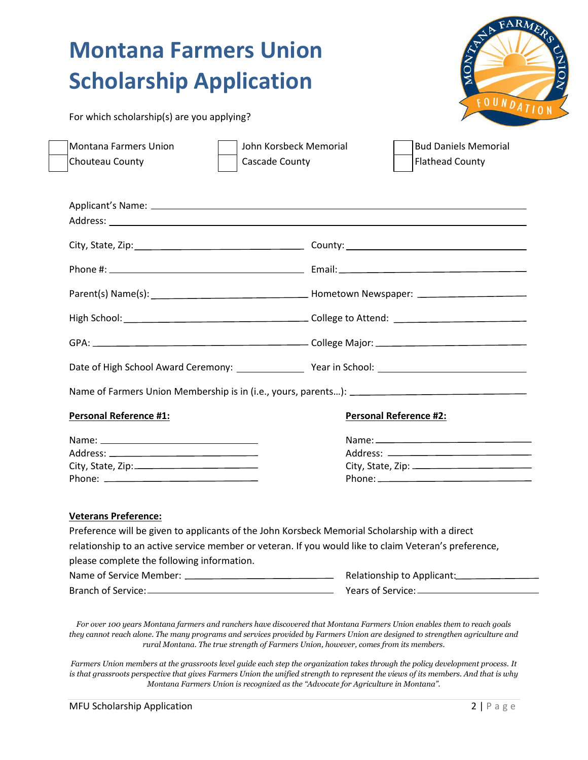# Montana Farmers Union Scholarship Application

For which scholarship(s) are you applying?

- [ ] Montana Farmers Union Chouteau County
- [ ] John Korsbeck Memorial Cascade County
- [ ] Bud Daniels Memorial Flathead County

Applicant's Name: ______________________________

Address: ______________________________

City, State, Zip: ______________________ County: ______________________

Phone #: ______________________ Email: ______________________

Parent(s) Name(s): ______________________ Hometown Newspaper: ______________________

High School: ______________________ College to Attend: ______________________

GPA: ______________________ College Major: ______________________

Date of High School Award Ceremony: ______________ Year in School: ______________________

Name of Farmers Union Membership is in (i.e., yours, parents…): ______________________

**Personal Reference #1:**

Name: ______________________
Address: ______________________
City, State, Zip: ______________________
Phone: ______________________

**Personal Reference #2:**

Name: ______________________
Address: ______________________
City, State, Zip: ______________________
Phone: ______________________

**Veterans Preference:**

Preference will be given to applicants of the John Korsbeck Memorial Scholarship with a direct relationship to an active service member or veteran. If you would like to claim Veteran's preference, please complete the following information.

Name of Service Member: ______________________ Relationship to Applicant: ______________

Branch of Service: ______________________ Years of Service: ______________________

*For over 100 years Montana farmers and ranchers have discovered that Montana Farmers Union enables them to reach goals they cannot reach alone. The many programs and services provided by Farmers Union are designed to strengthen agriculture and rural Montana. The true strength of Farmers Union, however, comes from its members.*

*Farmers Union members at the grassroots level guide each step the organization takes through the policy development process. It is that grassroots perspective that gives Farmers Union the unified strength to represent the views of its members. And that is why Montana Farmers Union is recognized as the "Advocate for Agriculture in Montana".*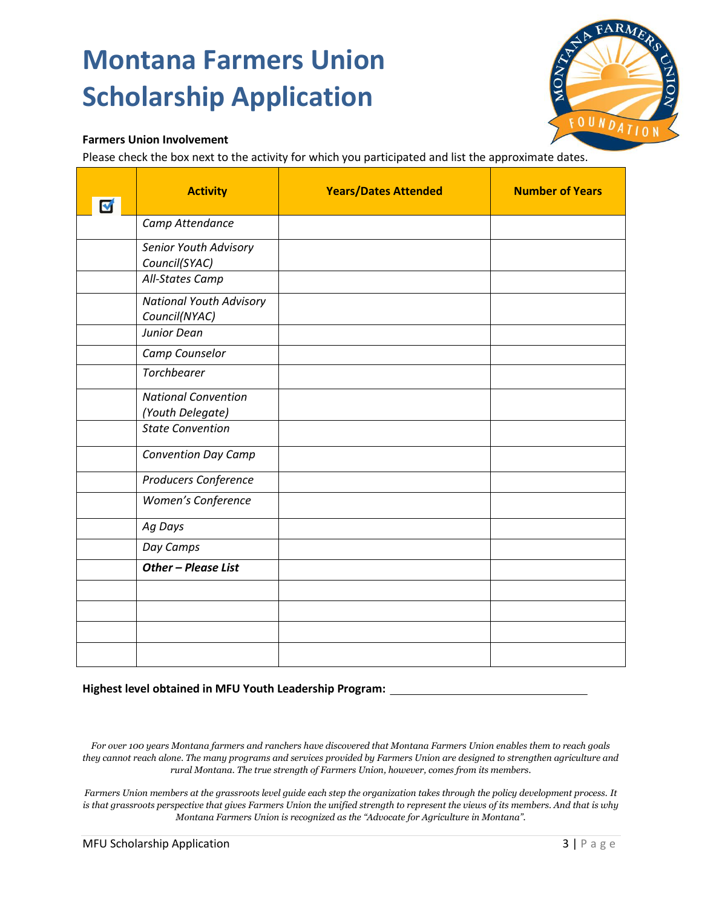# Montana Farmers Union Scholarship Application

**Farmers Union Involvement**

Please check the box next to the activity for which you participated and list the approximate dates.

| ☑ | Activity | Years/Dates Attended | Number of Years |
|---|---|---|---|
| | *Camp Attendance* | | |
| | *Senior Youth Advisory Council(SYAC)* | | |
| | *All-States Camp* | | |
| | *National Youth Advisory Council(NYAC)* | | |
| | *Junior Dean* | | |
| | *Camp Counselor* | | |
| | *Torchbearer* | | |
| | *National Convention (Youth Delegate)* | | |
| | *State Convention* | | |
| | *Convention Day Camp* | | |
| | *Producers Conference* | | |
| | *Women's Conference* | | |
| | *Ag Days* | | |
| | *Day Camps* | | |
| | ***Other – Please List*** | | |
| | | | |
| | | | |
| | | | |
| | | | |

**Highest level obtained in MFU Youth Leadership Program:** ______________________________

*For over 100 years Montana farmers and ranchers have discovered that Montana Farmers Union enables them to reach goals they cannot reach alone. The many programs and services provided by Farmers Union are designed to strengthen agriculture and rural Montana. The true strength of Farmers Union, however, comes from its members.*

*Farmers Union members at the grassroots level guide each step the organization takes through the policy development process. It is that grassroots perspective that gives Farmers Union the unified strength to represent the views of its members. And that is why Montana Farmers Union is recognized as the "Advocate for Agriculture in Montana".*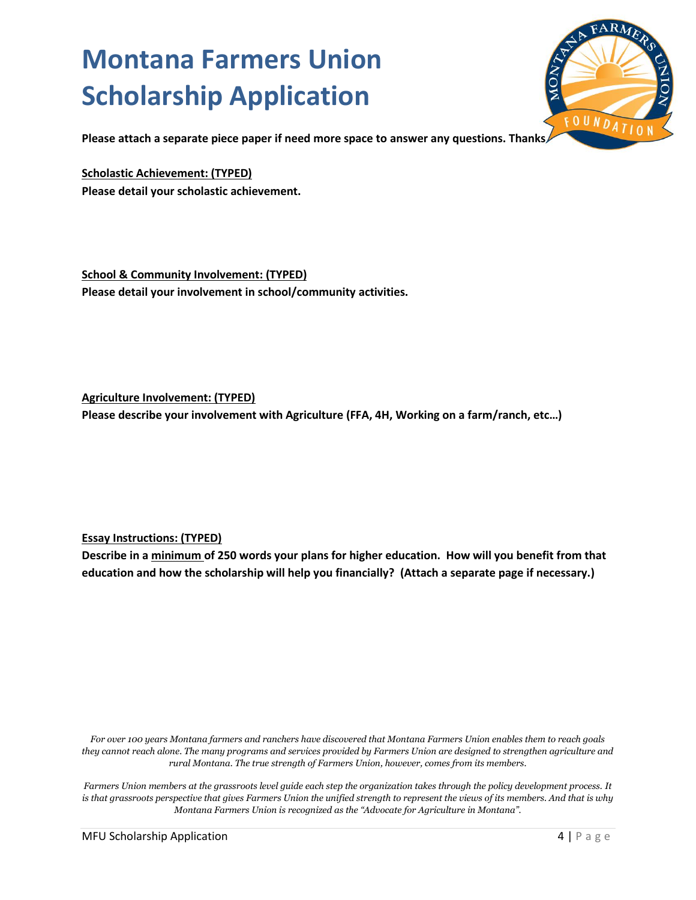# Montana Farmers Union Scholarship Application

**Please attach a separate piece paper if need more space to answer any questions. Thanks**

**Scholastic Achievement: (TYPED)**
**Please detail your scholastic achievement.**

**School & Community Involvement: (TYPED)**
**Please detail your involvement in school/community activities.**

**Agriculture Involvement: (TYPED)**
**Please describe your involvement with Agriculture (FFA, 4H, Working on a farm/ranch, etc…)**

**Essay Instructions: (TYPED)**
**Describe in a minimum of 250 words your plans for higher education. How will you benefit from that education and how the scholarship will help you financially? (Attach a separate page if necessary.)**

*For over 100 years Montana farmers and ranchers have discovered that Montana Farmers Union enables them to reach goals they cannot reach alone. The many programs and services provided by Farmers Union are designed to strengthen agriculture and rural Montana. The true strength of Farmers Union, however, comes from its members.*

*Farmers Union members at the grassroots level guide each step the organization takes through the policy development process. It is that grassroots perspective that gives Farmers Union the unified strength to represent the views of its members. And that is why Montana Farmers Union is recognized as the "Advocate for Agriculture in Montana".*